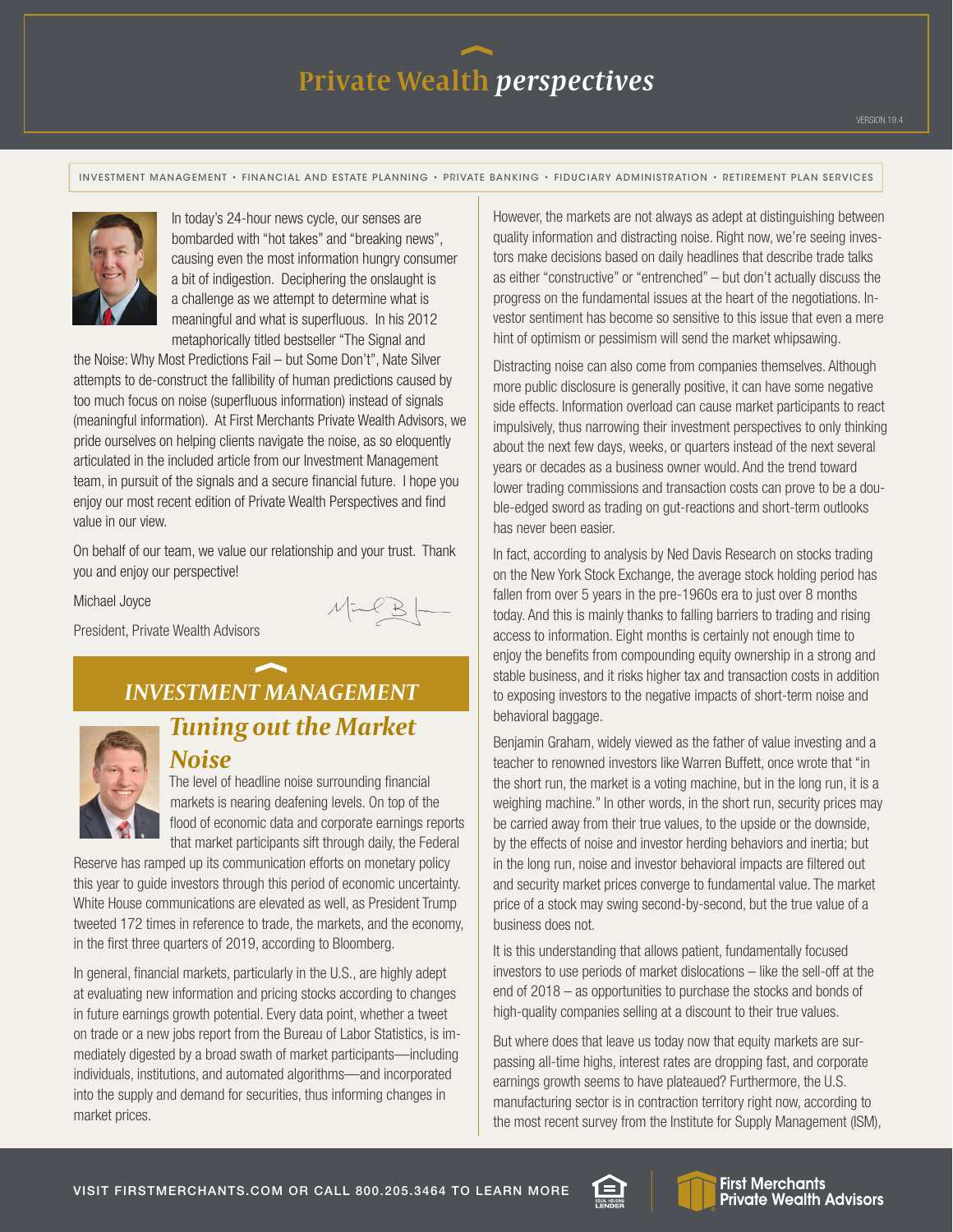# Private Wealth *perspectives*

VERSION 19.4

INVESTMENT MANAGEMENT • FINANCIAL AND ESTATE PLANNING • PRIVATE BANKING • FIDUCIARY ADMINISTRATION • RETIREMENT PLAN SERVICES

In today's 24-hour news cycle, our senses are bombarded with "hot takes" and "breaking news", causing even the most information hungry consumer a bit of indigestion. Deciphering the onslaught is a challenge as we attempt to determine what is meaningful and what is superfluous. In his 2012 metaphorically titled bestseller "The Signal and the Noise: Why Most Predictions Fail – but Some Don't", Nate Silver attempts to de-construct the fallibility of human predictions caused by too much focus on noise (superfluous information) instead of signals (meaningful information). At First Merchants Private Wealth Advisors, we pride ourselves on helping clients navigate the noise, as so eloquently articulated in the included article from our Investment Management team, in pursuit of the signals and a secure financial future. I hope you enjoy our most recent edition of Private Wealth Perspectives and find value in our view.

On behalf of our team, we value our relationship and your trust. Thank you and enjoy our perspective!

Michael Joyce

President, Private Wealth Advisors

## *INVESTMENT MANAGEMENT*

### *Tuning out the Market Noise*

The level of headline noise surrounding financial markets is nearing deafening levels. On top of the flood of economic data and corporate earnings reports that market participants sift through daily, the Federal Reserve has ramped up its communication efforts on monetary policy this year to guide investors through this period of economic uncertainty. White House communications are elevated as well, as President Trump tweeted 172 times in reference to trade, the markets, and the economy, in the first three quarters of 2019, according to Bloomberg.

In general, financial markets, particularly in the U.S., are highly adept at evaluating new information and pricing stocks according to changes in future earnings growth potential. Every data point, whether a tweet on trade or a new jobs report from the Bureau of Labor Statistics, is immediately digested by a broad swath of market participants—including individuals, institutions, and automated algorithms—and incorporated into the supply and demand for securities, thus informing changes in market prices.

However, the markets are not always as adept at distinguishing between quality information and distracting noise. Right now, we're seeing investors make decisions based on daily headlines that describe trade talks as either "constructive" or "entrenched" – but don't actually discuss the progress on the fundamental issues at the heart of the negotiations. Investor sentiment has become so sensitive to this issue that even a mere hint of optimism or pessimism will send the market whipsawing.

Distracting noise can also come from companies themselves. Although more public disclosure is generally positive, it can have some negative side effects. Information overload can cause market participants to react impulsively, thus narrowing their investment perspectives to only thinking about the next few days, weeks, or quarters instead of the next several years or decades as a business owner would. And the trend toward lower trading commissions and transaction costs can prove to be a double-edged sword as trading on gut-reactions and short-term outlooks has never been easier.

In fact, according to analysis by Ned Davis Research on stocks trading on the New York Stock Exchange, the average stock holding period has fallen from over 5 years in the pre-1960s era to just over 8 months today. And this is mainly thanks to falling barriers to trading and rising access to information. Eight months is certainly not enough time to enjoy the benefits from compounding equity ownership in a strong and stable business, and it risks higher tax and transaction costs in addition to exposing investors to the negative impacts of short-term noise and behavioral baggage.

Benjamin Graham, widely viewed as the father of value investing and a teacher to renowned investors like Warren Buffett, once wrote that "in the short run, the market is a voting machine, but in the long run, it is a weighing machine." In other words, in the short run, security prices may be carried away from their true values, to the upside or the downside, by the effects of noise and investor herding behaviors and inertia; but in the long run, noise and investor behavioral impacts are filtered out and security market prices converge to fundamental value. The market price of a stock may swing second-by-second, but the true value of a business does not.

It is this understanding that allows patient, fundamentally focused investors to use periods of market dislocations – like the sell-off at the end of 2018 – as opportunities to purchase the stocks and bonds of high-quality companies selling at a discount to their true values.

But where does that leave us today now that equity markets are surpassing all-time highs, interest rates are dropping fast, and corporate earnings growth seems to have plateaued? Furthermore, the U.S. manufacturing sector is in contraction territory right now, according to the most recent survey from the Institute for Supply Management (ISM),

VISIT FIRSTMERCHANTS.COM OR CALL 800.205.3464 TO LEARN MORE

First Merchants Private Wealth Advisors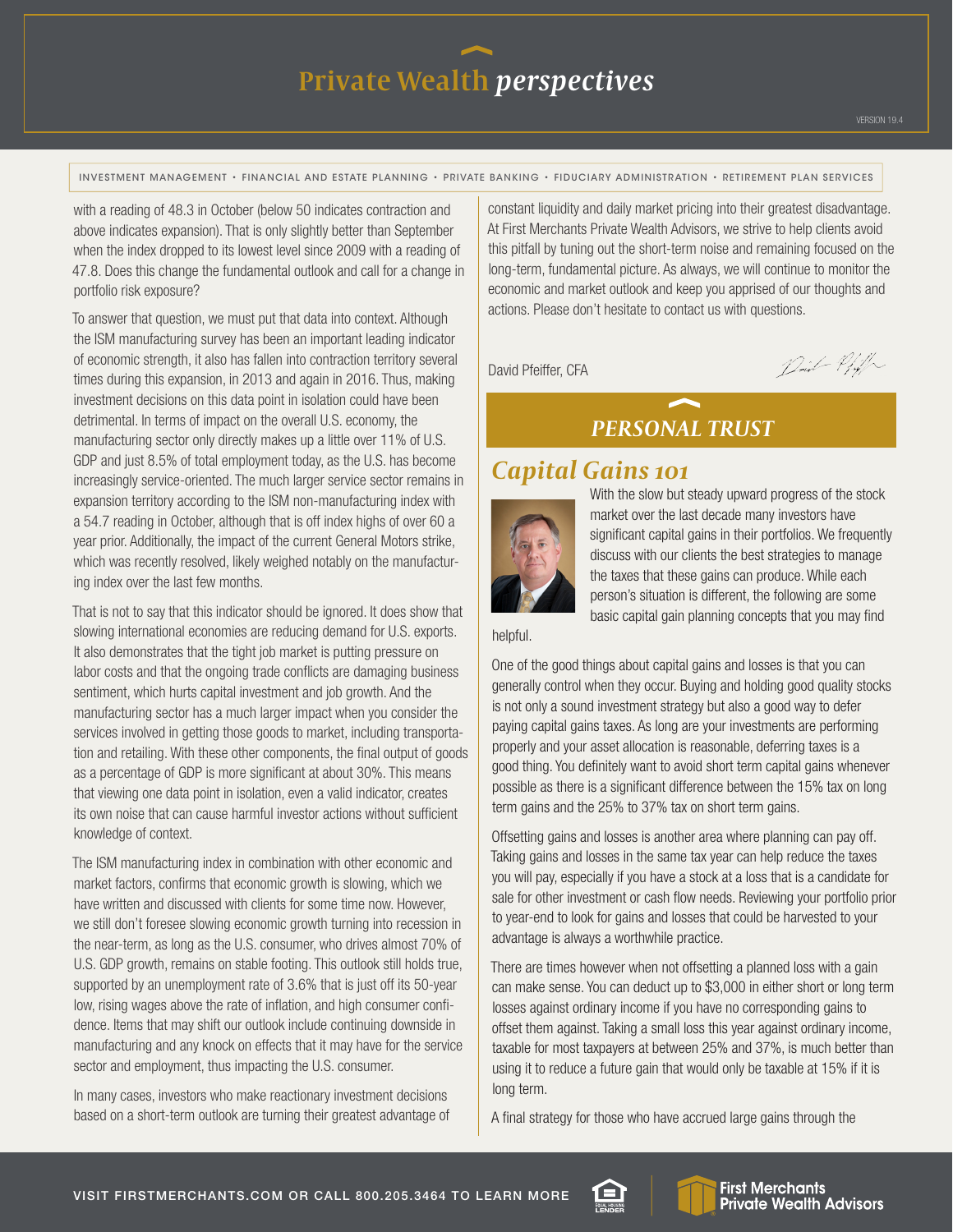with a reading of 48.3 in October (below 50 indicates contraction and above indicates expansion). That is only slightly better than September when the index dropped to its lowest level since 2009 with a reading of 47.8. Does this change the fundamental outlook and call for a change in portfolio risk exposure?

To answer that question, we must put that data into context. Although the ISM manufacturing survey has been an important leading indicator of economic strength, it also has fallen into contraction territory several times during this expansion, in 2013 and again in 2016. Thus, making investment decisions on this data point in isolation could have been detrimental. In terms of impact on the overall U.S. economy, the manufacturing sector only directly makes up a little over 11% of U.S. GDP and just 8.5% of total employment today, as the U.S. has become increasingly service-oriented. The much larger service sector remains in expansion territory according to the ISM non-manufacturing index with a 54.7 reading in October, although that is off index highs of over 60 a year prior. Additionally, the impact of the current General Motors strike, which was recently resolved, likely weighed notably on the manufacturing index over the last few months.

That is not to say that this indicator should be ignored. It does show that slowing international economies are reducing demand for U.S. exports. It also demonstrates that the tight job market is putting pressure on labor costs and that the ongoing trade conflicts are damaging business sentiment, which hurts capital investment and job growth. And the manufacturing sector has a much larger impact when you consider the services involved in getting those goods to market, including transportation and retailing. With these other components, the final output of goods as a percentage of GDP is more significant at about 30%. This means that viewing one data point in isolation, even a valid indicator, creates its own noise that can cause harmful investor actions without sufficient knowledge of context.

The ISM manufacturing index in combination with other economic and market factors, confirms that economic growth is slowing, which we have written and discussed with clients for some time now. However, we still don't foresee slowing economic growth turning into recession in the near-term, as long as the U.S. consumer, who drives almost 70% of U.S. GDP growth, remains on stable footing. This outlook still holds true, supported by an unemployment rate of 3.6% that is just off its 50-year low, rising wages above the rate of inflation, and high consumer confidence. Items that may shift our outlook include continuing downside in manufacturing and any knock on effects that it may have for the service sector and employment, thus impacting the U.S. consumer.

In many cases, investors who make reactionary investment decisions based on a short-term outlook are turning their greatest advantage of constant liquidity and daily market pricing into their greatest disadvantage. At First Merchants Private Wealth Advisors, we strive to help clients avoid this pitfall by tuning out the short-term noise and remaining focused on the long-term, fundamental picture. As always, we will continue to monitor the economic and market outlook and keep you apprised of our thoughts and actions. Please don't hesitate to contact us with questions.

David Pfeiffer, CFA

## PERSONAL TRUST

## *Capital Gains 101*

With the slow but steady upward progress of the stock market over the last decade many investors have significant capital gains in their portfolios. We frequently discuss with our clients the best strategies to manage the taxes that these gains can produce. While each person's situation is different, the following are some basic capital gain planning concepts that you may find helpful.

One of the good things about capital gains and losses is that you can generally control when they occur. Buying and holding good quality stocks is not only a sound investment strategy but also a good way to defer paying capital gains taxes. As long are your investments are performing properly and your asset allocation is reasonable, deferring taxes is a good thing. You definitely want to avoid short term capital gains whenever possible as there is a significant difference between the 15% tax on long term gains and the 25% to 37% tax on short term gains.

Offsetting gains and losses is another area where planning can pay off. Taking gains and losses in the same tax year can help reduce the taxes you will pay, especially if you have a stock at a loss that is a candidate for sale for other investment or cash flow needs. Reviewing your portfolio prior to year-end to look for gains and losses that could be harvested to your advantage is always a worthwhile practice.

There are times however when not offsetting a planned loss with a gain can make sense. You can deduct up to $3,000 in either short or long term losses against ordinary income if you have no corresponding gains to offset them against. Taking a small loss this year against ordinary income, taxable for most taxpayers at between 25% and 37%, is much better than using it to reduce a future gain that would only be taxable at 15% if it is long term.

A final strategy for those who have accrued large gains through the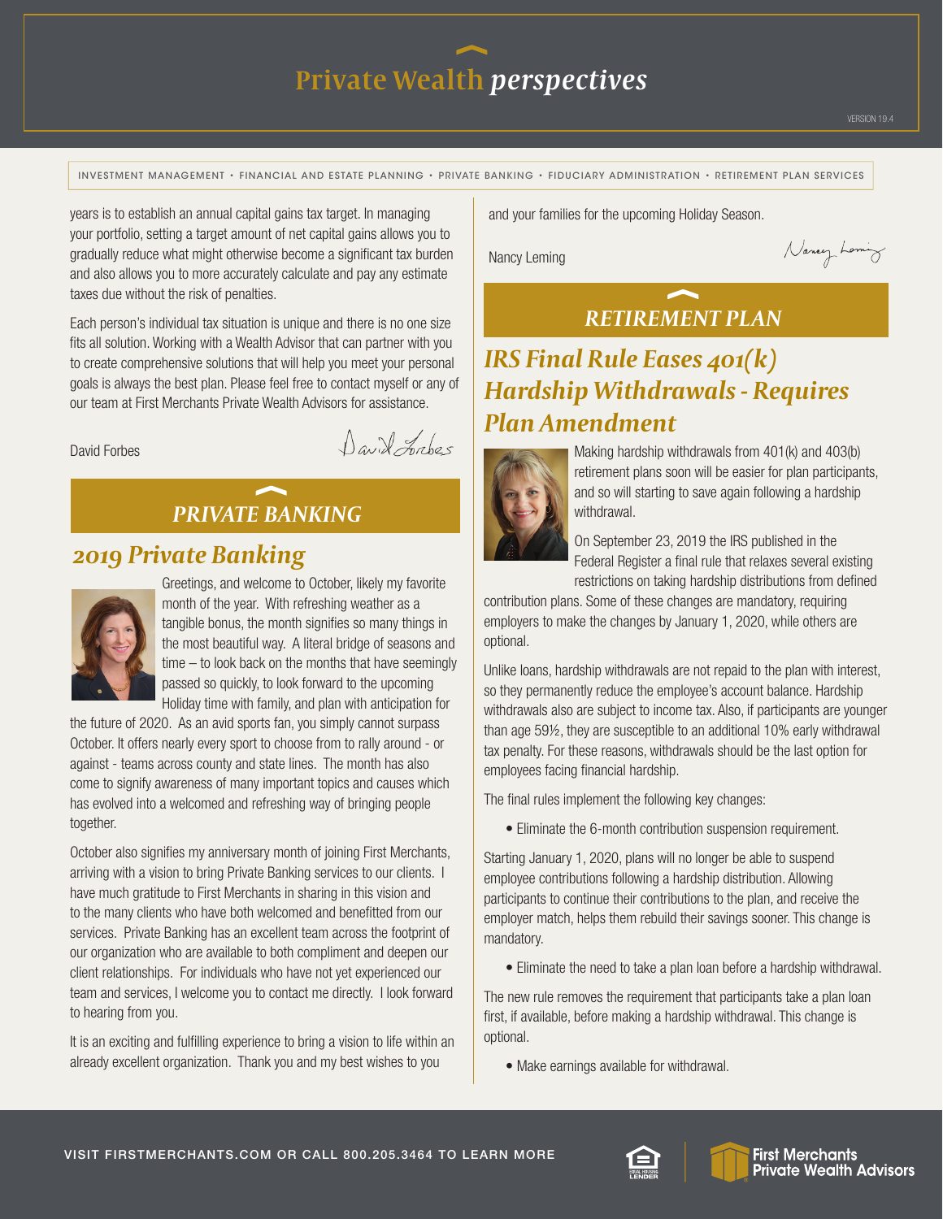years is to establish an annual capital gains tax target. In managing your portfolio, setting a target amount of net capital gains allows you to gradually reduce what might otherwise become a significant tax burden and also allows you to more accurately calculate and pay any estimate taxes due without the risk of penalties.

Each person's individual tax situation is unique and there is no one size fits all solution. Working with a Wealth Advisor that can partner with you to create comprehensive solutions that will help you meet your personal goals is always the best plan. Please feel free to contact myself or any of our team at First Merchants Private Wealth Advisors for assistance.

David Forbes

## PRIVATE BANKING

### 2019 Private Banking

Greetings, and welcome to October, likely my favorite month of the year. With refreshing weather as a tangible bonus, the month signifies so many things in the most beautiful way. A literal bridge of seasons and time – to look back on the months that have seemingly passed so quickly, to look forward to the upcoming Holiday time with family, and plan with anticipation for the future of 2020. As an avid sports fan, you simply cannot surpass October. It offers nearly every sport to choose from to rally around - or against - teams across county and state lines. The month has also come to signify awareness of many important topics and causes which has evolved into a welcomed and refreshing way of bringing people together.

October also signifies my anniversary month of joining First Merchants, arriving with a vision to bring Private Banking services to our clients. I have much gratitude to First Merchants in sharing in this vision and to the many clients who have both welcomed and benefitted from our services. Private Banking has an excellent team across the footprint of our organization who are available to both compliment and deepen our client relationships. For individuals who have not yet experienced our team and services, I welcome you to contact me directly. I look forward to hearing from you.

It is an exciting and fulfilling experience to bring a vision to life within an already excellent organization. Thank you and my best wishes to you and your families for the upcoming Holiday Season.

Nancy Leming

## RETIREMENT PLAN

### IRS Final Rule Eases 401(k) Hardship Withdrawals - Requires Plan Amendment

Making hardship withdrawals from 401(k) and 403(b) retirement plans soon will be easier for plan participants, and so will starting to save again following a hardship withdrawal.

On September 23, 2019 the IRS published in the Federal Register a final rule that relaxes several existing restrictions on taking hardship distributions from defined contribution plans. Some of these changes are mandatory, requiring employers to make the changes by January 1, 2020, while others are optional.

Unlike loans, hardship withdrawals are not repaid to the plan with interest, so they permanently reduce the employee's account balance. Hardship withdrawals also are subject to income tax. Also, if participants are younger than age 59½, they are susceptible to an additional 10% early withdrawal tax penalty. For these reasons, withdrawals should be the last option for employees facing financial hardship.

The final rules implement the following key changes:

- Eliminate the 6-month contribution suspension requirement.

Starting January 1, 2020, plans will no longer be able to suspend employee contributions following a hardship distribution. Allowing participants to continue their contributions to the plan, and receive the employer match, helps them rebuild their savings sooner. This change is mandatory.

- Eliminate the need to take a plan loan before a hardship withdrawal.

The new rule removes the requirement that participants take a plan loan first, if available, before making a hardship withdrawal. This change is optional.

- Make earnings available for withdrawal.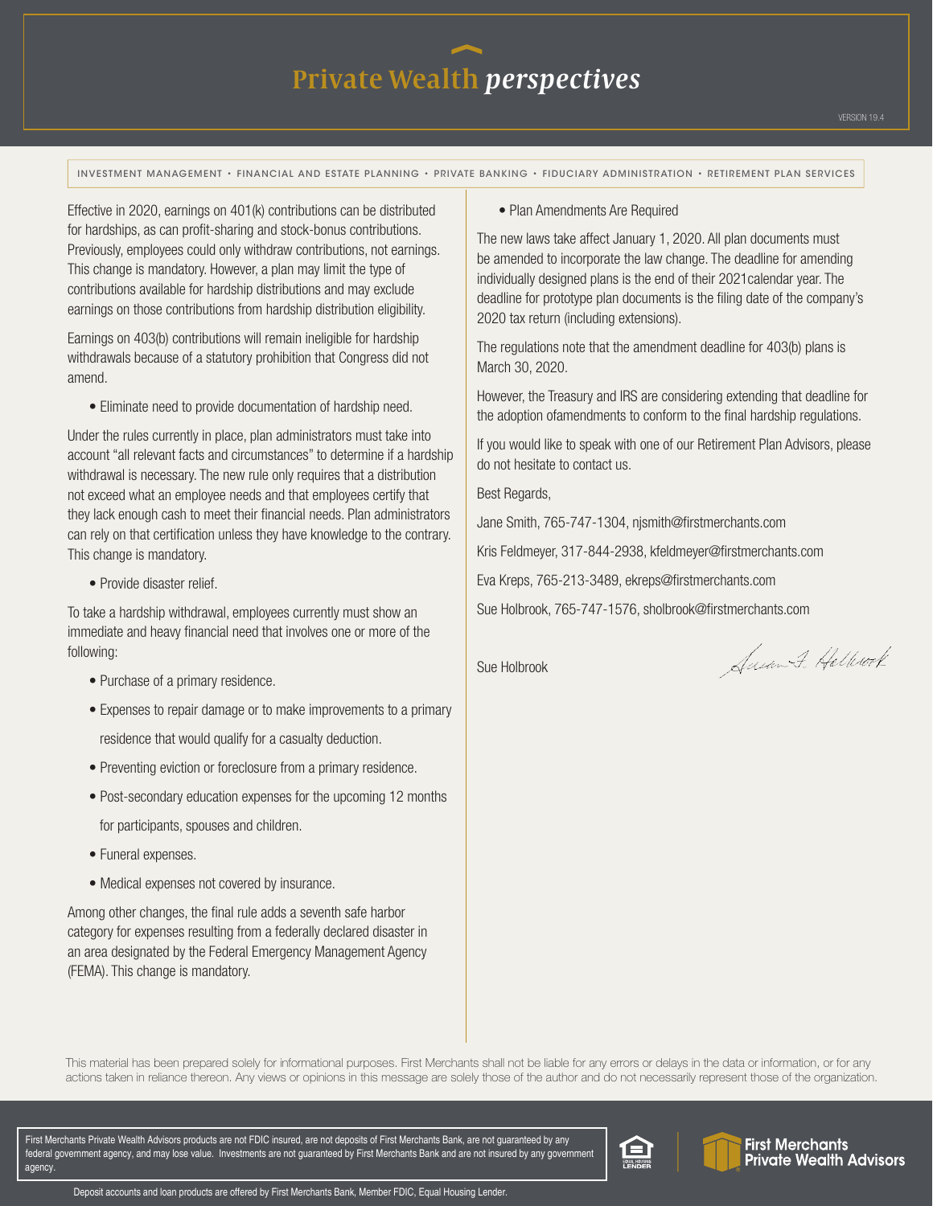# Private Wealth *perspectives*

VERSION 19.4

INVESTMENT MANAGEMENT • FINANCIAL AND ESTATE PLANNING • PRIVATE BANKING • FIDUCIARY ADMINISTRATION • RETIREMENT PLAN SERVICES

Effective in 2020, earnings on 401(k) contributions can be distributed for hardships, as can profit-sharing and stock-bonus contributions. Previously, employees could only withdraw contributions, not earnings. This change is mandatory. However, a plan may limit the type of contributions available for hardship distributions and may exclude earnings on those contributions from hardship distribution eligibility.

Earnings on 403(b) contributions will remain ineligible for hardship withdrawals because of a statutory prohibition that Congress did not amend.

- Eliminate need to provide documentation of hardship need.

Under the rules currently in place, plan administrators must take into account "all relevant facts and circumstances" to determine if a hardship withdrawal is necessary. The new rule only requires that a distribution not exceed what an employee needs and that employees certify that they lack enough cash to meet their financial needs. Plan administrators can rely on that certification unless they have knowledge to the contrary. This change is mandatory.

- Provide disaster relief.

To take a hardship withdrawal, employees currently must show an immediate and heavy financial need that involves one or more of the following:

- Purchase of a primary residence.
- Expenses to repair damage or to make improvements to a primary residence that would qualify for a casualty deduction.
- Preventing eviction or foreclosure from a primary residence.
- Post-secondary education expenses for the upcoming 12 months for participants, spouses and children.
- Funeral expenses.
- Medical expenses not covered by insurance.

Among other changes, the final rule adds a seventh safe harbor category for expenses resulting from a federally declared disaster in an area designated by the Federal Emergency Management Agency (FEMA). This change is mandatory.

- Plan Amendments Are Required

The new laws take affect January 1, 2020. All plan documents must be amended to incorporate the law change. The deadline for amending individually designed plans is the end of their 2021calendar year. The deadline for prototype plan documents is the filing date of the company's 2020 tax return (including extensions).

The regulations note that the amendment deadline for 403(b) plans is March 30, 2020.

However, the Treasury and IRS are considering extending that deadline for the adoption ofamendments to conform to the final hardship regulations.

If you would like to speak with one of our Retirement Plan Advisors, please do not hesitate to contact us.

Best Regards,

Jane Smith, 765-747-1304, njsmith@firstmerchants.com

Kris Feldmeyer, 317-844-2938, kfeldmeyer@firstmerchants.com

Eva Kreps, 765-213-3489, ekreps@firstmerchants.com

Sue Holbrook, 765-747-1576, sholbrook@firstmerchants.com

Sue Holbrook

This material has been prepared solely for informational purposes. First Merchants shall not be liable for any errors or delays in the data or information, or for any actions taken in reliance thereon. Any views or opinions in this message are solely those of the author and do not necessarily represent those of the organization.

First Merchants Private Wealth Advisors products are not FDIC insured, are not deposits of First Merchants Bank, are not guaranteed by any federal government agency, and may lose value. Investments are not guaranteed by First Merchants Bank and are not insured by any government agency.

First Merchants Private Wealth Advisors

Deposit accounts and loan products are offered by First Merchants Bank, Member FDIC, Equal Housing Lender.